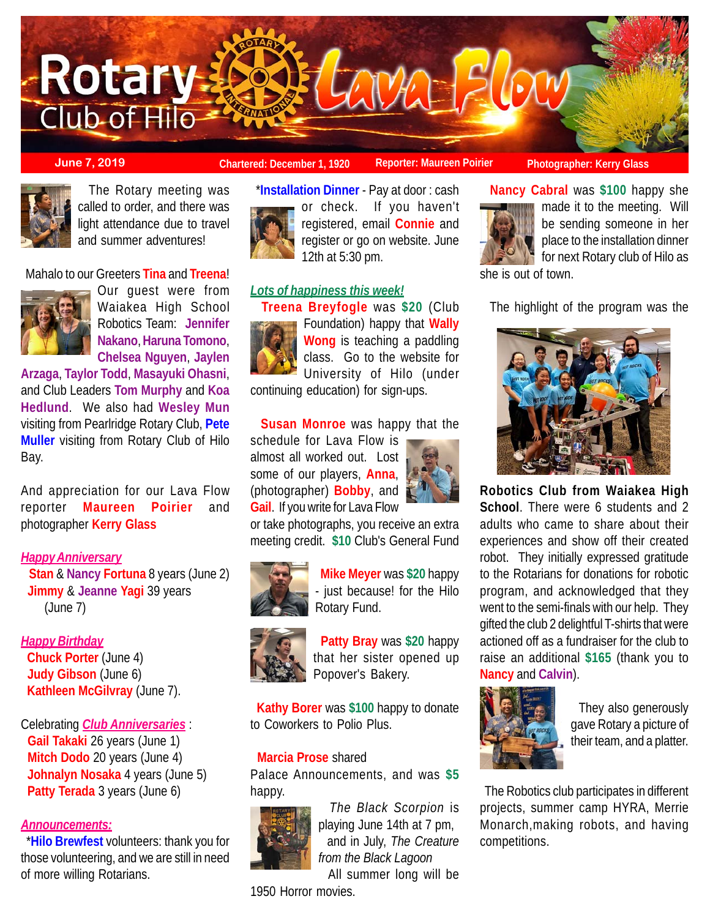# Rotary Club of Hilo — Lava Flow

**June 7, 2019** | **Chartered: December 1, 1920** | **Reporter: Maureen Poirier** | **Photographer: Kerry Glass**

The Rotary meeting was called to order, and there was light attendance due to travel and summer adventures!

Mahalo to our Greeters **Tina** and **Treena**!

Our guest were from Waiakea High School Robotics Team: **Jennifer Nakano**, **Haruna Tomono**, **Chelsea Nguyen**, **Jaylen Arzaga**, **Taylor Todd**, **Masayuki Ohasni**, and Club Leaders **Tom Murphy** and **Koa Hedlund**. We also had **Wesley Mun** visiting from Pearlridge Rotary Club, **Pete Muller** visiting from Rotary Club of Hilo Bay.

And appreciation for our Lava Flow reporter **Maureen Poirier** and photographer **Kerry Glass**

***Happy Anniversary***

**Stan** & **Nancy Fortuna** 8 years (June 2)
**Jimmy** & **Jeanne Yagi** 39 years (June 7)

***Happy Birthday***

**Chuck Porter** (June 4)
**Judy Gibson** (June 6)
**Kathleen McGilvray** (June 7).

Celebrating ***Club Anniversaries*** :

**Gail Takaki** 26 years (June 1)
**Mitch Dodo** 20 years (June 4)
**Johnalyn Nosaka** 4 years (June 5)
**Patty Terada** 3 years (June 6)

***Announcements:***

*__Hilo Brewfest__ volunteers: thank you for those volunteering, and we are still in need of more willing Rotarians.

*__Installation Dinner__ - Pay at door : cash or check. If you haven't registered, email **Connie** and register or go on website. June 12th at 5:30 pm.

***Lots of happiness this week!***

**Treena Breyfogle** was **$20** (Club Foundation) happy that **Wally Wong** is teaching a paddling class. Go to the website for University of Hilo (under continuing education) for sign-ups.

**Susan Monroe** was happy that the schedule for Lava Flow is almost all worked out. Lost some of our players, **Anna**, (photographer) **Bobby**, and **Gail**. If you write for Lava Flow or take photographs, you receive an extra meeting credit. **$10** Club's General Fund

**Mike Meyer** was **$20** happy - just because! for the Hilo Rotary Fund.

**Patty Bray** was **$20** happy that her sister opened up Popover's Bakery.

**Kathy Borer** was **$100** happy to donate to Coworkers to Polio Plus.

**Marcia Prose** shared Palace Announcements, and was **$5** happy.

*The Black Scorpion* is playing June 14th at 7 pm, and in July, *The Creature from the Black Lagoon*

All summer long will be 1950 Horror movies.

**Nancy Cabral** was **$100** happy she made it to the meeting. Will be sending someone in her place to the installation dinner for next Rotary club of Hilo as she is out of town.

The highlight of the program was the **Robotics Club from Waiakea High School**. There were 6 students and 2 adults who came to share about their experiences and show off their created robot. They initially expressed gratitude to the Rotarians for donations for robotic program, and acknowledged that they went to the semi-finals with our help. They gifted the club 2 delightful T-shirts that were actioned off as a fundraiser for the club to raise an additional **$165** (thank you to **Nancy** and **Calvin**).

They also generously gave Rotary a picture of their team, and a platter.

The Robotics club participates in different projects, summer camp HYRA, Merrie Monarch,making robots, and having competitions.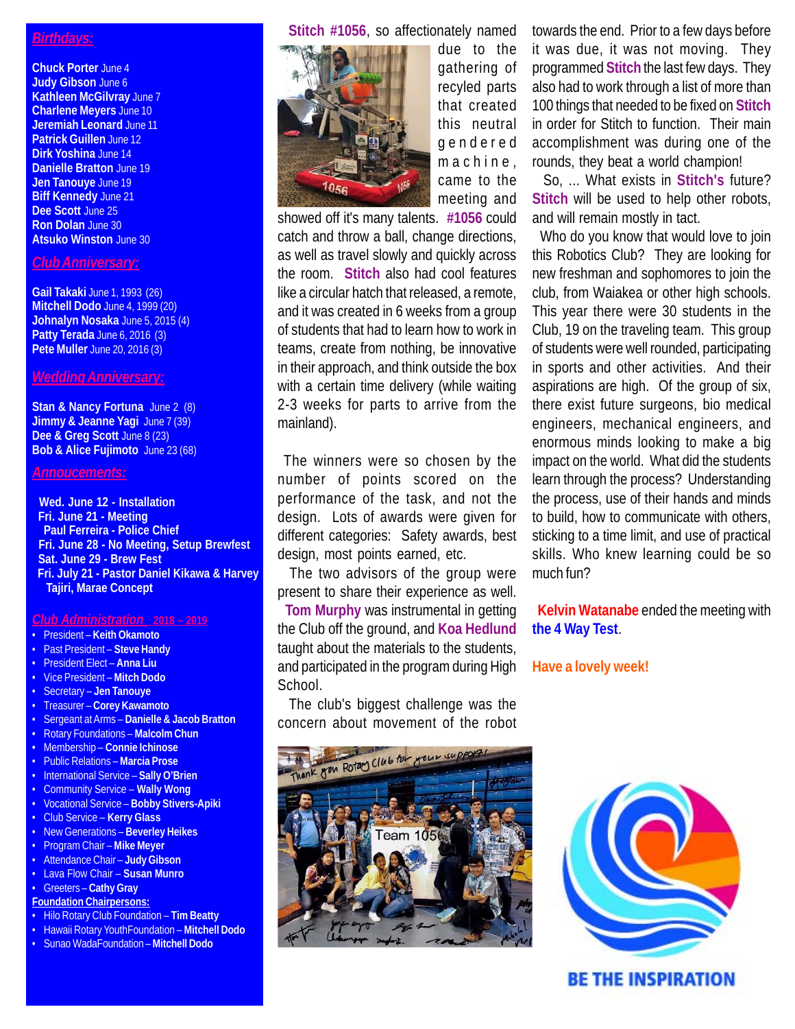## *Birthdays:*

**Chuck Porter** June 4
**Judy Gibson** June 6
**Kathleen McGilvray** June 7
**Charlene Meyers** June 10
**Jeremiah Leonard** June 11
**Patrick Guillen** June 12
**Dirk Yoshina** June 14
**Danielle Bratton** June 19
**Jen Tanouye** June 19
**Biff Kennedy** June 21
**Dee Scott** June 25
**Ron Dolan** June 30
**Atsuko Winston** June 30

## *Club Anniversary:*

**Gail Takaki** June 1, 1993 (26)
**Mitchell Dodo** June 4, 1999 (20)
**Johnalyn Nosaka** June 5, 2015 (4)
**Patty Terada** June 6, 2016 (3)
**Pete Muller** June 20, 2016 (3)

## *Wedding Anniversary:*

**Stan & Nancy Fortuna** June 2 (8)
**Jimmy & Jeanne Yagi** June 7 (39)
**Dee & Greg Scott** June 8 (23)
**Bob & Alice Fujimoto** June 23 (68)

## *Annoucements:*

**Wed. June 12 - Installation**
**Fri. June 21 - Meeting**
**Paul Ferreira - Police Chief**
**Fri. June 28 - No Meeting, Setup Brewfest**
**Sat. June 29 - Brew Fest**
**Fri. July 21 - Pastor Daniel Kikawa & Harvey Tajiri, Marae Concept**

## *Club Administration* 2018 – 2019

- President – **Keith Okamoto**
- Past President – **Steve Handy**
- President Elect – **Anna Liu**
- Vice President – **Mitch Dodo**
- Secretary – **Jen Tanouye**
- Treasurer – **Corey Kawamoto**
- Sergeant at Arms – **Danielle & Jacob Bratton**
- Rotary Foundations – **Malcolm Chun**
- Membership – **Connie Ichinose**
- Public Relations – **Marcia Prose**
- International Service – **Sally O'Brien**
- Community Service – **Wally Wong**
- Vocational Service – **Bobby Stivers-Apiki**
- Club Service – **Kerry Glass**
- New Generations – **Beverley Heikes**
- Program Chair – **Mike Meyer**
- Attendance Chair – **Judy Gibson**
- Lava Flow Chair – **Susan Munro**
- Greeters – **Cathy Gray**

**Foundation Chairpersons:**

- Hilo Rotary Club Foundation – **Tim Beatty**
- Hawaii Rotary YouthFoundation – **Mitchell Dodo**
- Sunao WadaFoundation – **Mitchell Dodo**

**Stitch #1056**, so affectionately named due to the gathering of recyled parts that created this neutral gendered machine, came to the meeting and showed off it's many talents. **#1056** could catch and throw a ball, change directions, as well as travel slowly and quickly across the room. **Stitch** also had cool features like a circular hatch that released, a remote, and it was created in 6 weeks from a group of students that had to learn how to work in teams, create from nothing, be innovative in their approach, and think outside the box with a certain time delivery (while waiting 2-3 weeks for parts to arrive from the mainland).

The winners were so chosen by the number of points scored on the performance of the task, and not the design. Lots of awards were given for different categories: Safety awards, best design, most points earned, etc.

The two advisors of the group were present to share their experience as well. **Tom Murphy** was instrumental in getting the Club off the ground, and **Koa Hedlund** taught about the materials to the students, and participated in the program during High School.

The club's biggest challenge was the concern about movement of the robot towards the end. Prior to a few days before it was due, it was not moving. They programmed **Stitch** the last few days. They also had to work through a list of more than 100 things that needed to be fixed on **Stitch** in order for Stitch to function. Their main accomplishment was during one of the rounds, they beat a world champion!

So, ... What exists in **Stitch's** future? **Stitch** will be used to help other robots, and will remain mostly in tact.

Who do you know that would love to join this Robotics Club? They are looking for new freshman and sophomores to join the club, from Waiakea or other high schools. This year there were 30 students in the Club, 19 on the traveling team. This group of students were well rounded, participating in sports and other activities. And their aspirations are high. Of the group of six, there exist future surgeons, bio medical engineers, mechanical engineers, and enormous minds looking to make a big impact on the world. What did the students learn through the process? Understanding the process, use of their hands and minds to build, how to communicate with others, sticking to a time limit, and use of practical skills. Who knew learning could be so much fun?

**Kelvin Watanabe** ended the meeting with **the 4 Way Test**.

**Have a lovely week!**

BE THE INSPIRATION